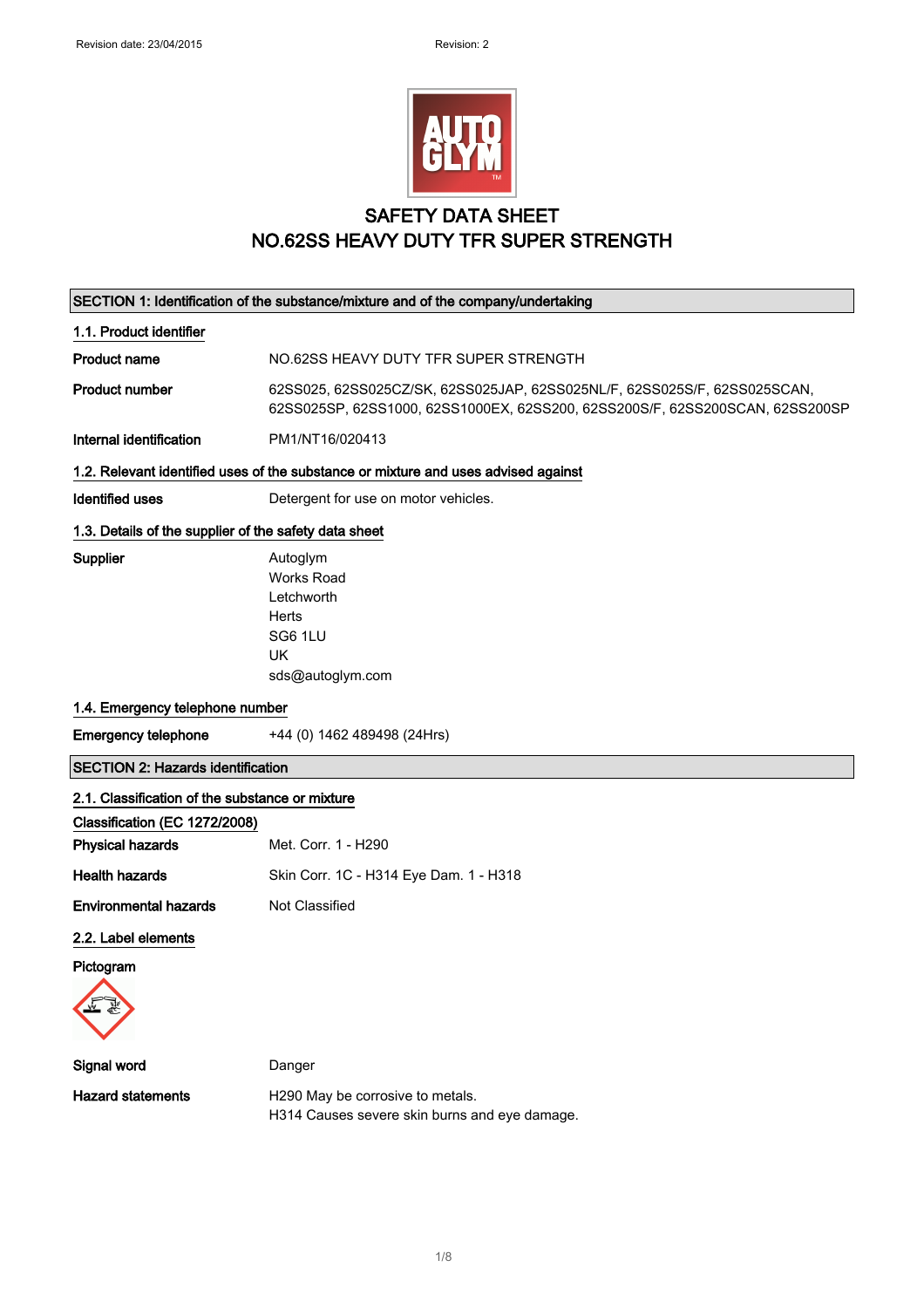# SAFETY DATA SHEET
# NO.62SS HEAVY DUTY TFR SUPER STRENGTH

## SECTION 1: Identification of the substance/mixture and of the company/undertaking

### 1.1. Product identifier

**Product name** NO.62SS HEAVY DUTY TFR SUPER STRENGTH

**Product number** 62SS025, 62SS025CZ/SK, 62SS025JAP, 62SS025NL/F, 62SS025S/F, 62SS025SCAN, 62SS025SP, 62SS1000, 62SS1000EX, 62SS200, 62SS200S/F, 62SS200SCAN, 62SS200SP

**Internal identification** PM1/NT16/020413

### 1.2. Relevant identified uses of the substance or mixture and uses advised against

**Identified uses** Detergent for use on motor vehicles.

### 1.3. Details of the supplier of the safety data sheet

**Supplier**
Autoglym
Works Road
Letchworth
Herts
SG6 1LU
UK
sds@autoglym.com

### 1.4. Emergency telephone number

**Emergency telephone** +44 (0) 1462 489498 (24Hrs)

## SECTION 2: Hazards identification

### 2.1. Classification of the substance or mixture

**Classification (EC 1272/2008)**

**Physical hazards** Met. Corr. 1 - H290

**Health hazards** Skin Corr. 1C - H314 Eye Dam. 1 - H318

**Environmental hazards** Not Classified

### 2.2. Label elements

**Pictogram**

**Signal word** Danger

**Hazard statements**
H290 May be corrosive to metals.
H314 Causes severe skin burns and eye damage.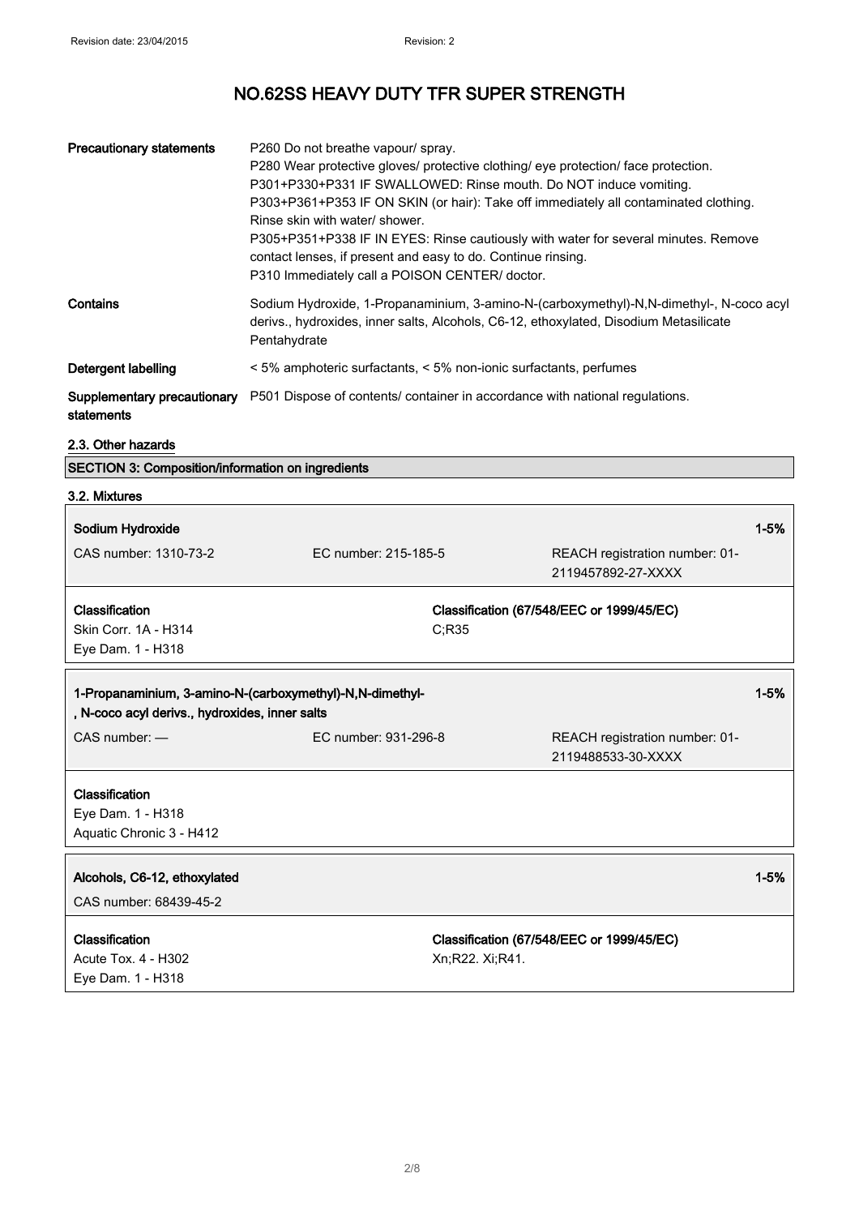| Precautionary statements | P260 Do not breathe vapour/ spray.<br>P280 Wear protective gloves/ protective clothing/ eye protection/ face protection.<br>P301+P330+P331 IF SWALLOWED: Rinse mouth. Do NOT induce vomiting.<br>P303+P361+P353 IF ON SKIN (or hair): Take off immediately all contaminated clothing. Rinse skin with water/ shower.<br>P305+P351+P338 IF IN EYES: Rinse cautiously with water for several minutes. Remove contact lenses, if present and easy to do. Continue rinsing.<br>P310 Immediately call a POISON CENTER/ doctor. |
|---|---|
| Contains | Sodium Hydroxide, 1-Propanaminium, 3-amino-N-(carboxymethyl)-N,N-dimethyl-, N-coco acyl derivs., hydroxides, inner salts, Alcohols, C6-12, ethoxylated, Disodium Metasilicate Pentahydrate |
| Detergent labelling | < 5% amphoteric surfactants, < 5% non-ionic surfactants, perfumes |
| Supplementary precautionary statements | P501 Dispose of contents/ container in accordance with national regulations. |

### 2.3. Other hazards

## SECTION 3: Composition/information on ingredients

### 3.2. Mixtures

**Sodium Hydroxide** — 1-5%

| CAS number: 1310-73-2 | EC number: 215-185-5 | REACH registration number: 01-2119457892-27-XXXX |
|---|---|---|

| Classification | Classification (67/548/EEC or 1999/45/EC) |
|---|---|
| Skin Corr. 1A - H314<br>Eye Dam. 1 - H318 | C;R35 |

**1-Propanaminium, 3-amino-N-(carboxymethyl)-N,N-dimethyl-, N-coco acyl derivs., hydroxides, inner salts** — 1-5%

| CAS number: — | EC number: 931-296-8 | REACH registration number: 01-2119488533-30-XXXX |
|---|---|---|

**Classification**

Eye Dam. 1 - H318
Aquatic Chronic 3 - H412

**Alcohols, C6-12, ethoxylated** — 1-5%

CAS number: 68439-45-2

| Classification | Classification (67/548/EEC or 1999/45/EC) |
|---|---|
| Acute Tox. 4 - H302<br>Eye Dam. 1 - H318 | Xn;R22. Xi;R41. |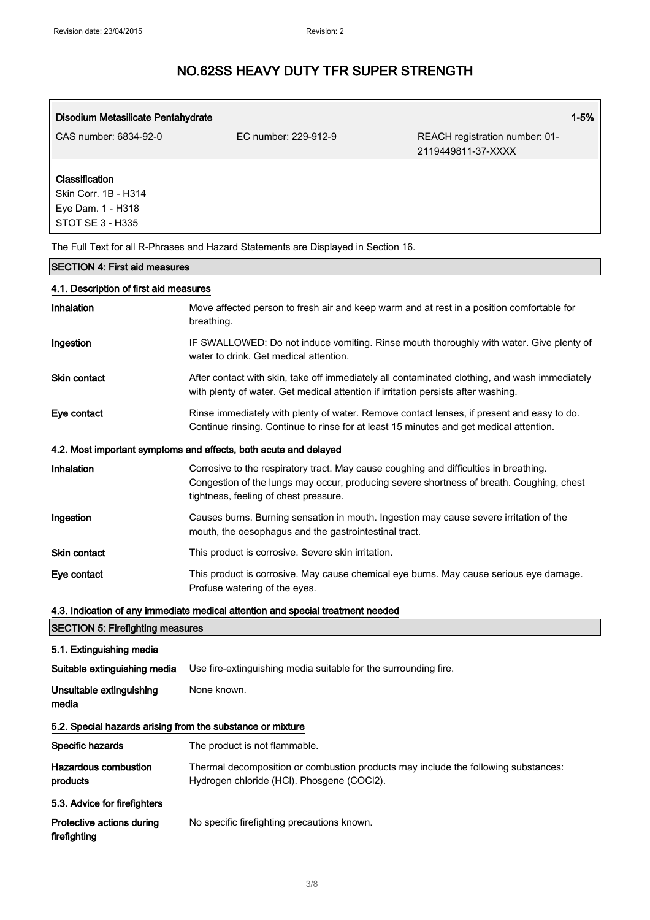# NO.62SS HEAVY DUTY TFR SUPER STRENGTH

| **Disodium Metasilicate Pentahydrate** | | **1-5%** |
|---|---|---|
| CAS number: 6834-92-0 | EC number: 229-912-9 | REACH registration number: 01-2119449811-37-XXXX |
| **Classification**<br>Skin Corr. 1B - H314<br>Eye Dam. 1 - H318<br>STOT SE 3 - H335 | | |

The Full Text for all R-Phrases and Hazard Statements are Displayed in Section 16.

## SECTION 4: First aid measures

### 4.1. Description of first aid measures

**Inhalation** Move affected person to fresh air and keep warm and at rest in a position comfortable for breathing.

**Ingestion** IF SWALLOWED: Do not induce vomiting. Rinse mouth thoroughly with water. Give plenty of water to drink. Get medical attention.

**Skin contact** After contact with skin, take off immediately all contaminated clothing, and wash immediately with plenty of water. Get medical attention if irritation persists after washing.

**Eye contact** Rinse immediately with plenty of water. Remove contact lenses, if present and easy to do. Continue rinsing. Continue to rinse for at least 15 minutes and get medical attention.

### 4.2. Most important symptoms and effects, both acute and delayed

**Inhalation** Corrosive to the respiratory tract. May cause coughing and difficulties in breathing. Congestion of the lungs may occur, producing severe shortness of breath. Coughing, chest tightness, feeling of chest pressure.

**Ingestion** Causes burns. Burning sensation in mouth. Ingestion may cause severe irritation of the mouth, the oesophagus and the gastrointestinal tract.

**Skin contact** This product is corrosive. Severe skin irritation.

**Eye contact** This product is corrosive. May cause chemical eye burns. May cause serious eye damage. Profuse watering of the eyes.

### 4.3. Indication of any immediate medical attention and special treatment needed

## SECTION 5: Firefighting measures

### 5.1. Extinguishing media

**Suitable extinguishing media** Use fire-extinguishing media suitable for the surrounding fire.

**Unsuitable extinguishing media** None known.

### 5.2. Special hazards arising from the substance or mixture

**Specific hazards** The product is not flammable.

**Hazardous combustion products** Thermal decomposition or combustion products may include the following substances: Hydrogen chloride (HCl). Phosgene (COCl2).

### 5.3. Advice for firefighters

**Protective actions during firefighting** No specific firefighting precautions known.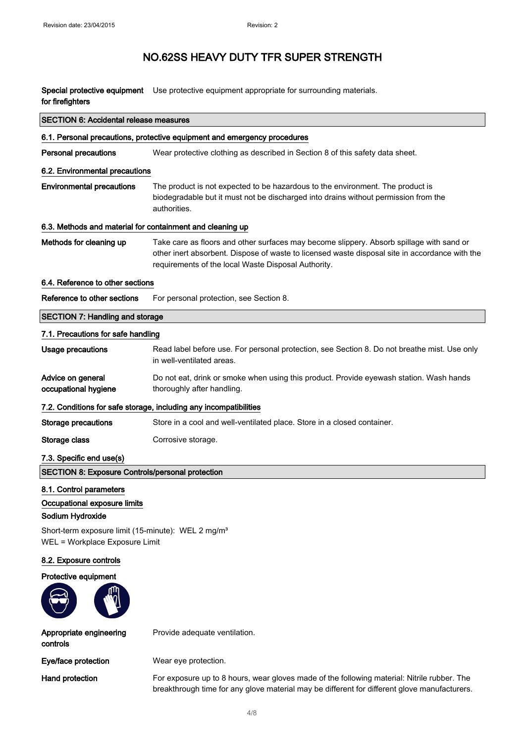# NO.62SS HEAVY DUTY TFR SUPER STRENGTH

**Special protective equipment for firefighters** Use protective equipment appropriate for surrounding materials.

## SECTION 6: Accidental release measures

### 6.1. Personal precautions, protective equipment and emergency procedures

**Personal precautions** Wear protective clothing as described in Section 8 of this safety data sheet.

### 6.2. Environmental precautions

**Environmental precautions** The product is not expected to be hazardous to the environment. The product is biodegradable but it must not be discharged into drains without permission from the authorities.

### 6.3. Methods and material for containment and cleaning up

**Methods for cleaning up** Take care as floors and other surfaces may become slippery. Absorb spillage with sand or other inert absorbent. Dispose of waste to licensed waste disposal site in accordance with the requirements of the local Waste Disposal Authority.

### 6.4. Reference to other sections

**Reference to other sections** For personal protection, see Section 8.

## SECTION 7: Handling and storage

### 7.1. Precautions for safe handling

**Usage precautions** Read label before use. For personal protection, see Section 8. Do not breathe mist. Use only in well-ventilated areas.

**Advice on general occupational hygiene** Do not eat, drink or smoke when using this product. Provide eyewash station. Wash hands thoroughly after handling.

### 7.2. Conditions for safe storage, including any incompatibilities

**Storage precautions** Store in a cool and well-ventilated place. Store in a closed container.

**Storage class** Corrosive storage.

### 7.3. Specific end use(s)

## SECTION 8: Exposure Controls/personal protection

### 8.1. Control parameters

**Occupational exposure limits**

**Sodium Hydroxide**

Short-term exposure limit (15-minute): WEL 2 mg/m³
WEL = Workplace Exposure Limit

### 8.2. Exposure controls

**Protective equipment**

**Appropriate engineering controls** Provide adequate ventilation.

**Eye/face protection** Wear eye protection.

**Hand protection** For exposure up to 8 hours, wear gloves made of the following material: Nitrile rubber. The breakthrough time for any glove material may be different for different glove manufacturers.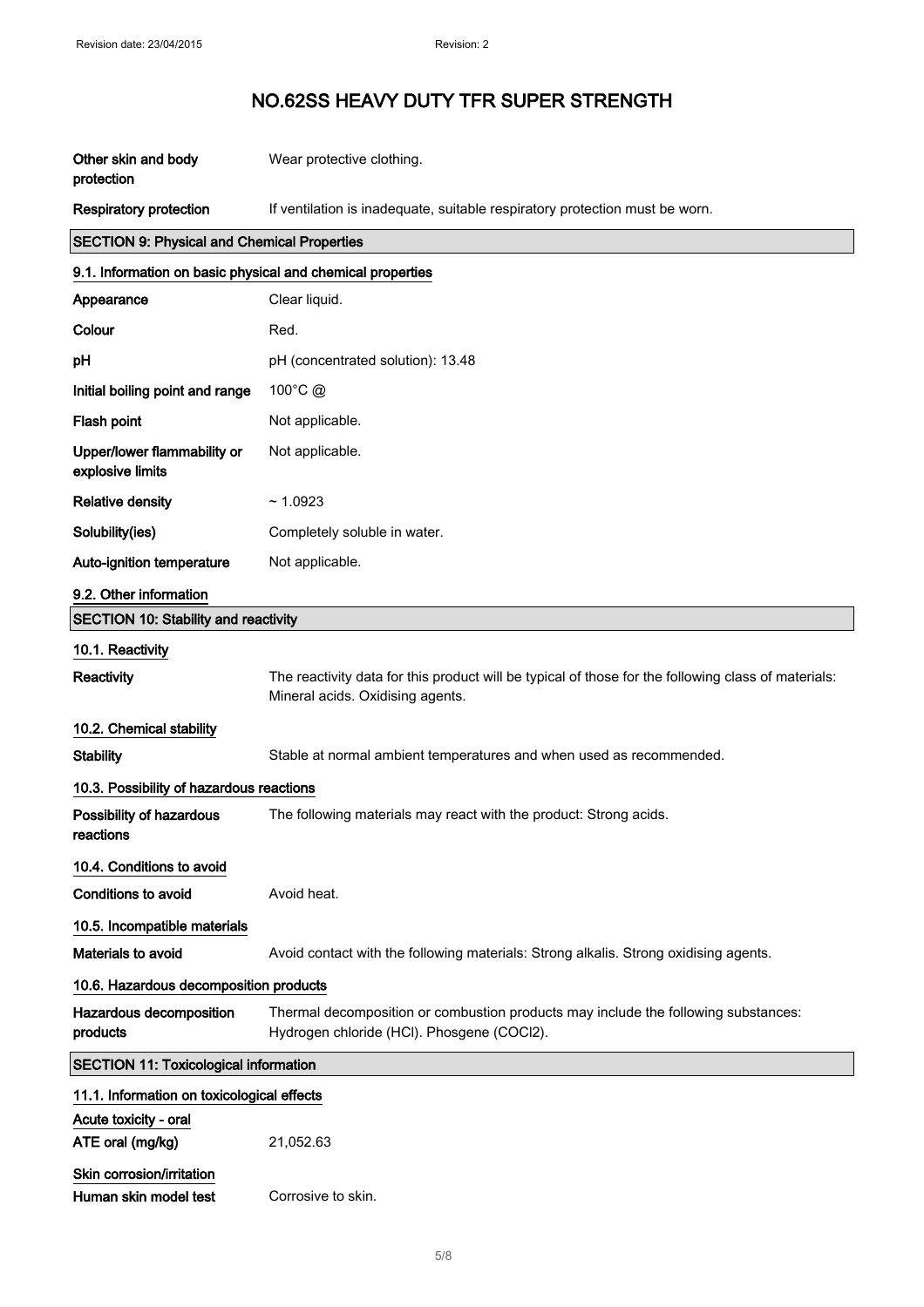# NO.62SS HEAVY DUTY TFR SUPER STRENGTH

| | |
|---|---|
| **Other skin and body protection** | Wear protective clothing. |
| **Respiratory protection** | If ventilation is inadequate, suitable respiratory protection must be worn. |

## SECTION 9: Physical and Chemical Properties

### 9.1. Information on basic physical and chemical properties

| | |
|---|---|
| **Appearance** | Clear liquid. |
| **Colour** | Red. |
| **pH** | pH (concentrated solution): 13.48 |
| **Initial boiling point and range** | 100°C @ |
| **Flash point** | Not applicable. |
| **Upper/lower flammability or explosive limits** | Not applicable. |
| **Relative density** | ~ 1.0923 |
| **Solubility(ies)** | Completely soluble in water. |
| **Auto-ignition temperature** | Not applicable. |

### 9.2. Other information

## SECTION 10: Stability and reactivity

### 10.1. Reactivity

**Reactivity** The reactivity data for this product will be typical of those for the following class of materials: Mineral acids. Oxidising agents.

### 10.2. Chemical stability

**Stability** Stable at normal ambient temperatures and when used as recommended.

### 10.3. Possibility of hazardous reactions

**Possibility of hazardous reactions** The following materials may react with the product: Strong acids.

### 10.4. Conditions to avoid

**Conditions to avoid** Avoid heat.

### 10.5. Incompatible materials

**Materials to avoid** Avoid contact with the following materials: Strong alkalis. Strong oxidising agents.

### 10.6. Hazardous decomposition products

**Hazardous decomposition products** Thermal decomposition or combustion products may include the following substances: Hydrogen chloride (HCl). Phosgene ($COCl_2$).

## SECTION 11: Toxicological information

### 11.1. Information on toxicological effects

**Acute toxicity - oral**

**ATE oral (mg/kg)** 21,052.63

**Skin corrosion/irritation**

**Human skin model test** Corrosive to skin.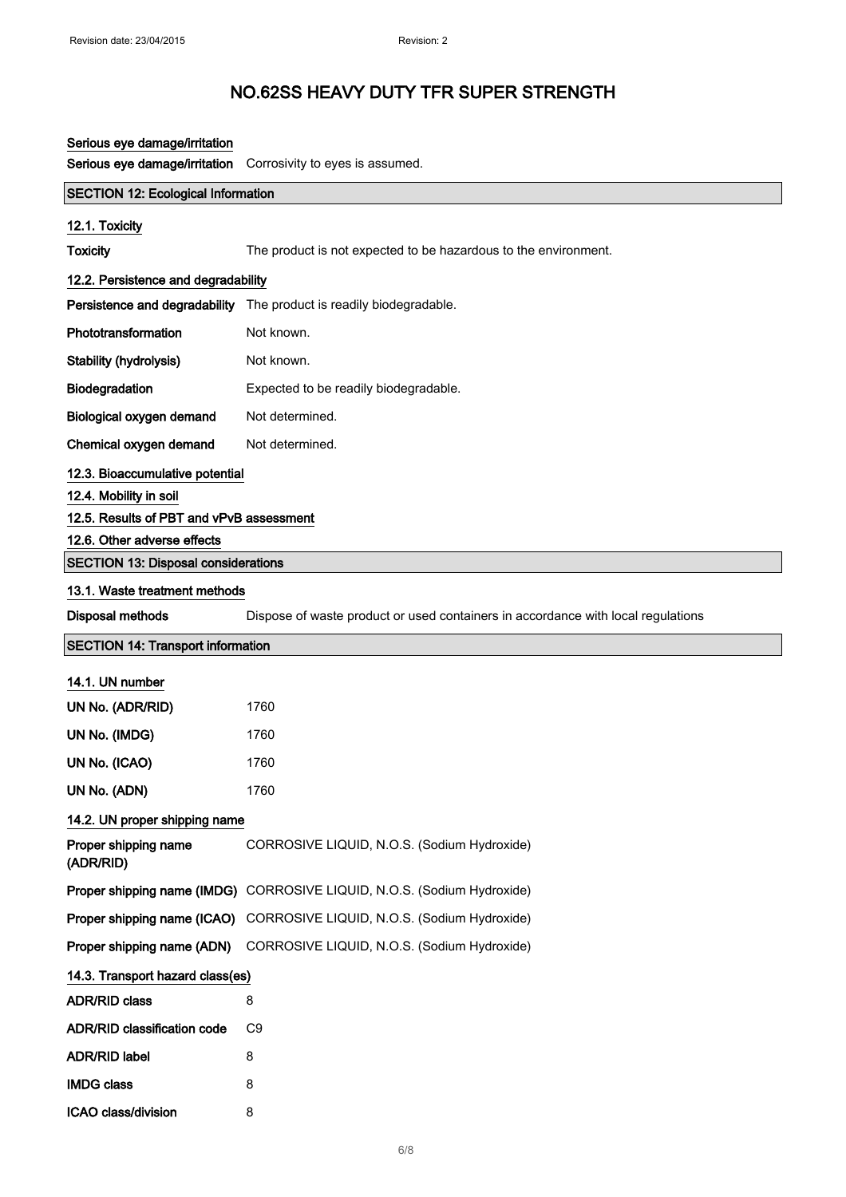# NO.62SS HEAVY DUTY TFR SUPER STRENGTH

**Serious eye damage/irritation**

**Serious eye damage/irritation** Corrosivity to eyes is assumed.

## SECTION 12: Ecological Information

**12.1. Toxicity**

**Toxicity** The product is not expected to be hazardous to the environment.

**12.2. Persistence and degradability**

**Persistence and degradability** The product is readily biodegradable.

**Phototransformation** Not known.

**Stability (hydrolysis)** Not known.

**Biodegradation** Expected to be readily biodegradable.

**Biological oxygen demand** Not determined.

**Chemical oxygen demand** Not determined.

**12.3. Bioaccumulative potential**

**12.4. Mobility in soil**

**12.5. Results of PBT and vPvB assessment**

**12.6. Other adverse effects**

## SECTION 13: Disposal considerations

**13.1. Waste treatment methods**

**Disposal methods** Dispose of waste product or used containers in accordance with local regulations

## SECTION 14: Transport information

**14.1. UN number**

**UN No. (ADR/RID)** 1760

**UN No. (IMDG)** 1760

**UN No. (ICAO)** 1760

**UN No. (ADN)** 1760

**14.2. UN proper shipping name**

**Proper shipping name (ADR/RID)** CORROSIVE LIQUID, N.O.S. (Sodium Hydroxide)

**Proper shipping name (IMDG)** CORROSIVE LIQUID, N.O.S. (Sodium Hydroxide)

**Proper shipping name (ICAO)** CORROSIVE LIQUID, N.O.S. (Sodium Hydroxide)

**Proper shipping name (ADN)** CORROSIVE LIQUID, N.O.S. (Sodium Hydroxide)

**14.3. Transport hazard class(es)**

**ADR/RID class** 8

**ADR/RID classification code** C9

**ADR/RID label** 8

**IMDG class** 8

**ICAO class/division** 8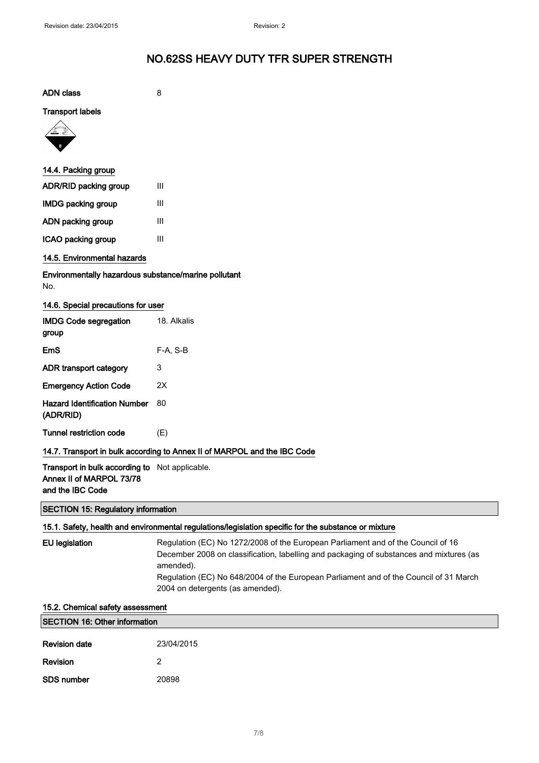# NO.62SS HEAVY DUTY TFR SUPER STRENGTH

| | |
|---|---|
| **ADN class** | 8 |

**Transport labels**

### 14.4. Packing group

| | |
|---|---|
| **ADR/RID packing group** | III |
| **IMDG packing group** | III |
| **ADN packing group** | III |
| **ICAO packing group** | III |

### 14.5. Environmental hazards

**Environmentally hazardous substance/marine pollutant**

No.

### 14.6. Special precautions for user

| | |
|---|---|
| **IMDG Code segregation group** | 18. Alkalis |
| **EmS** | F-A, S-B |
| **ADR transport category** | 3 |
| **Emergency Action Code** | 2X |
| **Hazard Identification Number (ADR/RID)** | 80 |
| **Tunnel restriction code** | (E) |

### 14.7. Transport in bulk according to Annex II of MARPOL and the IBC Code

| | |
|---|---|
| **Transport in bulk according to Annex II of MARPOL 73/78 and the IBC Code** | Not applicable. |

## SECTION 15: Regulatory information

### 15.1. Safety, health and environmental regulations/legislation specific for the substance or mixture

| | |
|---|---|
| **EU legislation** | Regulation (EC) No 1272/2008 of the European Parliament and of the Council of 16 December 2008 on classification, labelling and packaging of substances and mixtures (as amended).<br>Regulation (EC) No 648/2004 of the European Parliament and of the Council of 31 March 2004 on detergents (as amended). |

### 15.2. Chemical safety assessment

## SECTION 16: Other information

| | |
|---|---|
| **Revision date** | 23/04/2015 |
| **Revision** | 2 |
| **SDS number** | 20898 |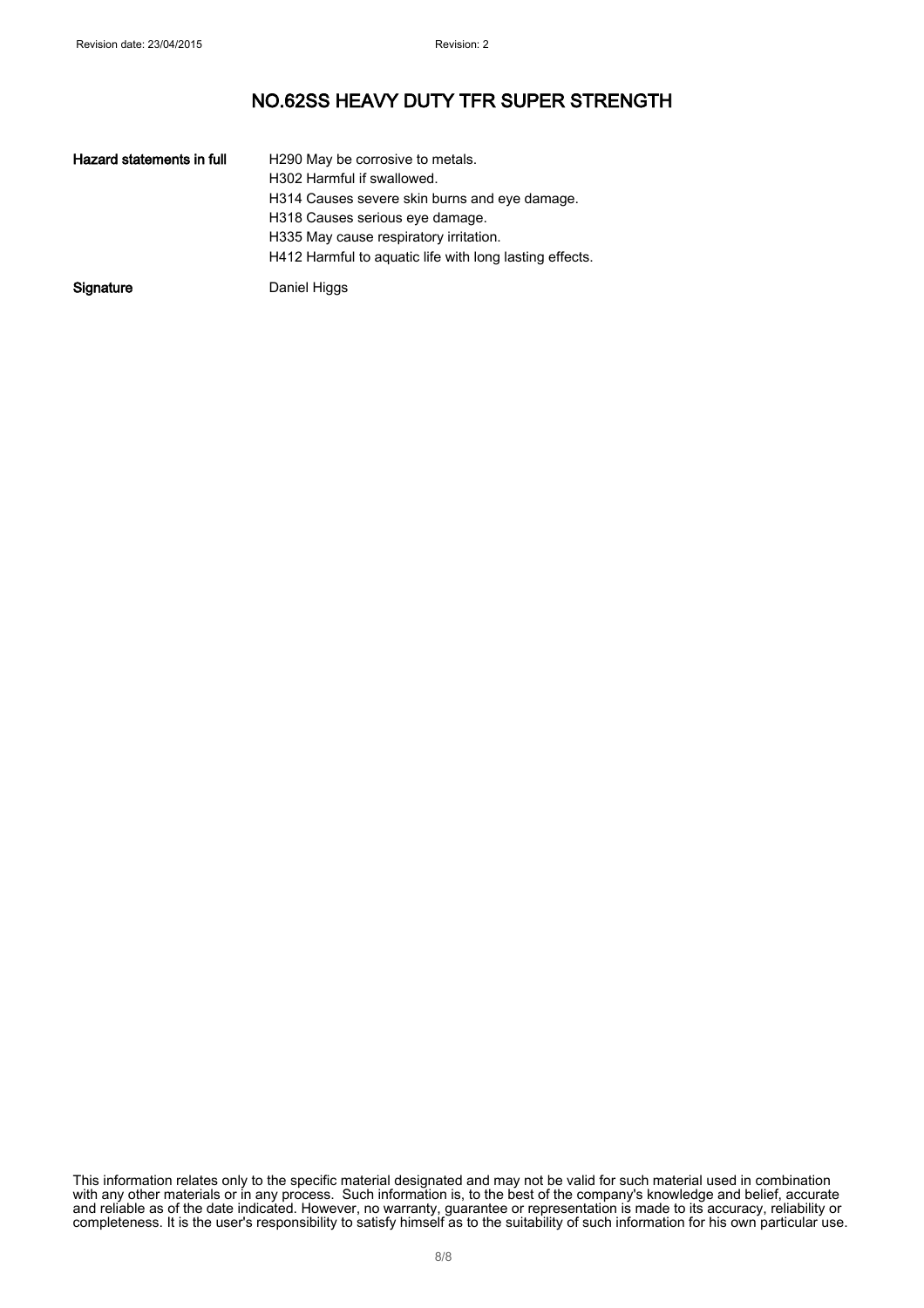# NO.62SS HEAVY DUTY TFR SUPER STRENGTH

| | |
|---|---|
| **Hazard statements in full** | H290 May be corrosive to metals.<br>H302 Harmful if swallowed.<br>H314 Causes severe skin burns and eye damage.<br>H318 Causes serious eye damage.<br>H335 May cause respiratory irritation.<br>H412 Harmful to aquatic life with long lasting effects. |
| **Signature** | Daniel Higgs |

This information relates only to the specific material designated and may not be valid for such material used in combination with any other materials or in any process. Such information is, to the best of the company's knowledge and belief, accurate and reliable as of the date indicated. However, no warranty, guarantee or representation is made to its accuracy, reliability or completeness. It is the user's responsibility to satisfy himself as to the suitability of such information for his own particular use.